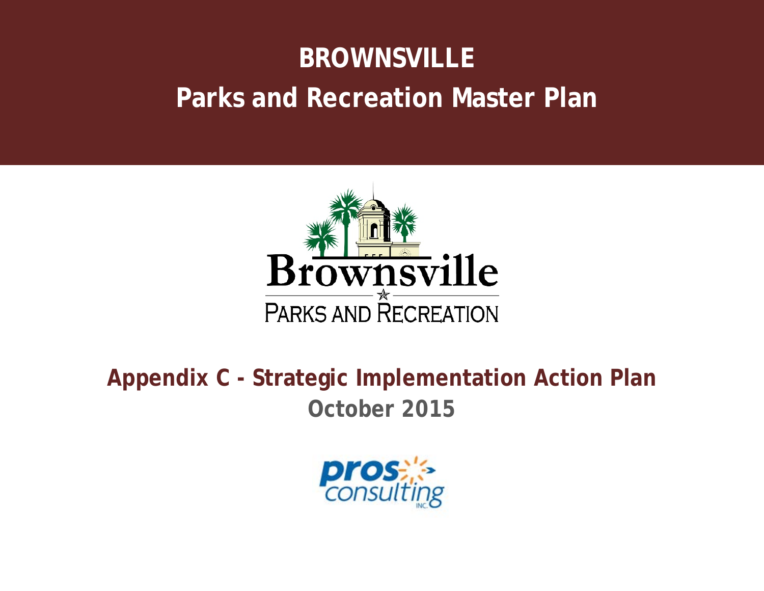# BROWNSVILLE

# Parks and Recreation Master Plan

## Appendix C - Strategic Implementation Action Plan

**October 2015**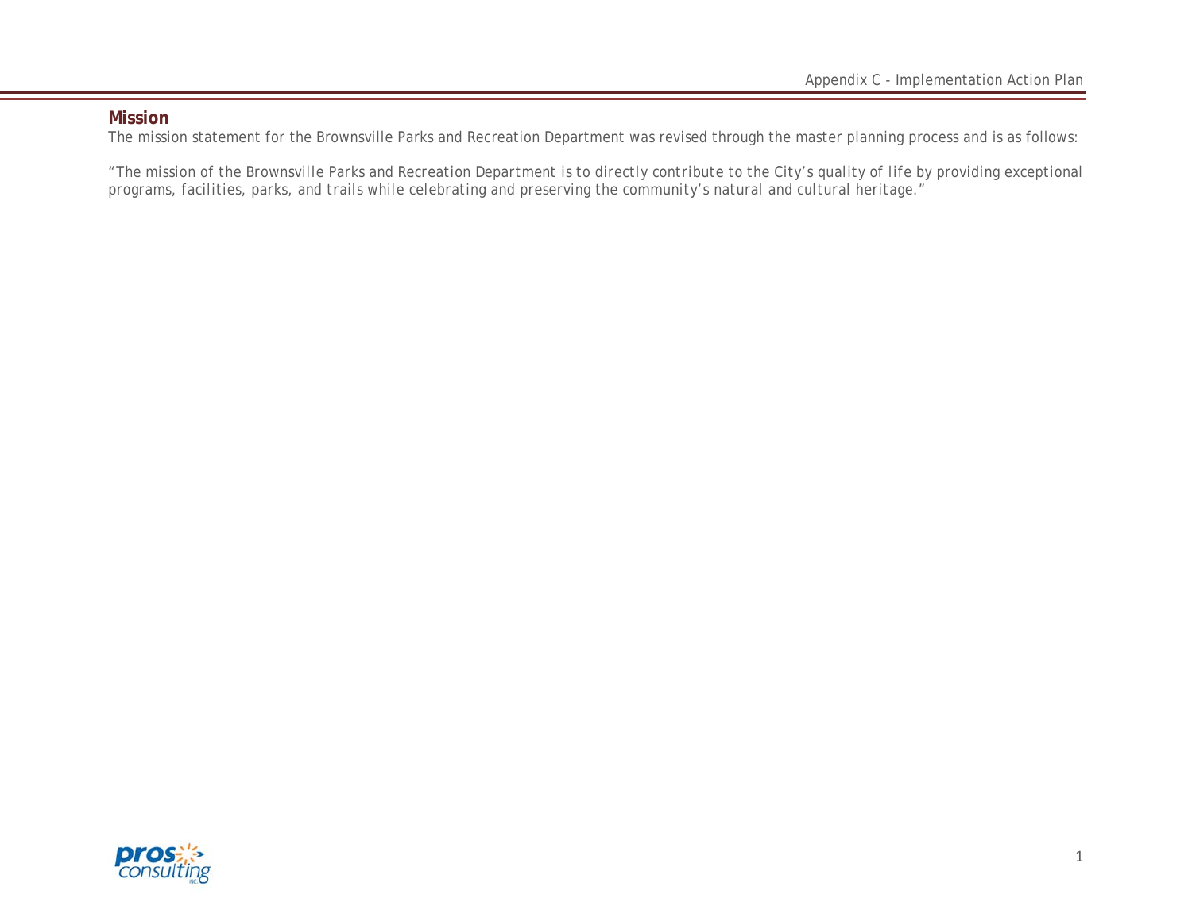## Mission

The mission statement for the Brownsville Parks and Recreation Department was revised through the master planning process and is as follows:

*"The mission of the Brownsville Parks and Recreation Department is to directly contribute to the City's quality of life by providing exceptional programs, facilities, parks, and trails while celebrating and preserving the community's natural and cultural heritage."*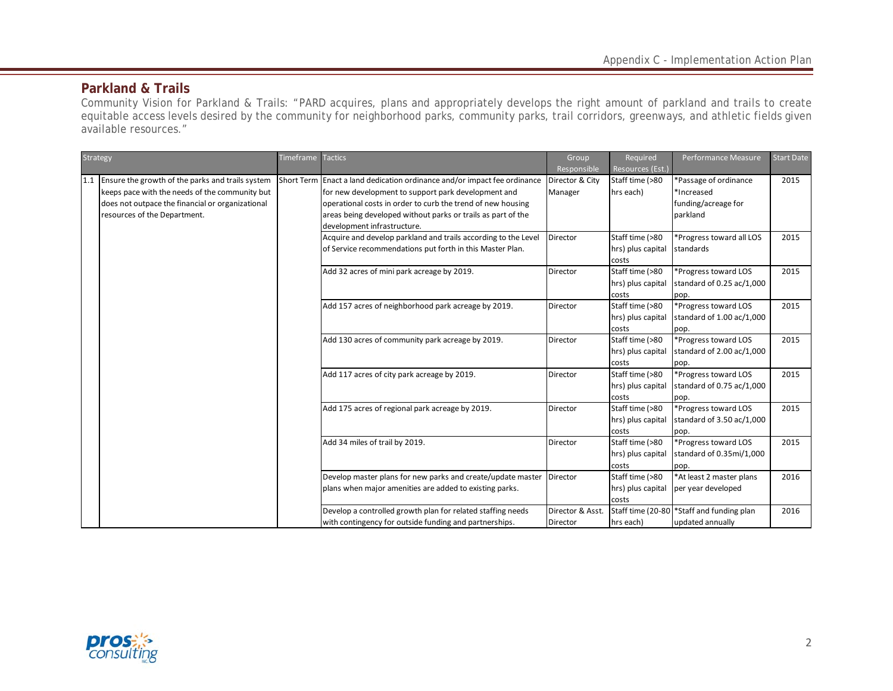## Parkland & Trails

Community Vision for Parkland & Trails: "PARD acquires, plans and appropriately develops the right amount of parkland and trails to create equitable access levels desired by the community for neighborhood parks, community parks, trail corridors, greenways, and athletic fields given available resources."

| Strategy | | Timeframe | Tactics | Group Responsible | Required Resources (Est.) | Performance Measure | Start Date |
|---|---|---|---|---|---|---|---|
| 1.1 | Ensure the growth of the parks and trails system keeps pace with the needs of the community but does not outpace the financial or organizational resources of the Department. | Short Term | Enact a land dedication ordinance and/or impact fee ordinance for new development to support park development and operational costs in order to curb the trend of new housing areas being developed without parks or trails as part of the development infrastructure. | Director & City Manager | Staff time (>80 hrs each) | *Passage of ordinance *Increased funding/acreage for parkland | 2015 |
| | | | Acquire and develop parkland and trails according to the Level of Service recommendations put forth in this Master Plan. | Director | Staff time (>80 hrs) plus capital costs | *Progress toward all LOS standards | 2015 |
| | | | Add 32 acres of mini park acreage by 2019. | Director | Staff time (>80 hrs) plus capital costs | *Progress toward LOS standard of 0.25 ac/1,000 pop. | 2015 |
| | | | Add 157 acres of neighborhood park acreage by 2019. | Director | Staff time (>80 hrs) plus capital costs | *Progress toward LOS standard of 1.00 ac/1,000 pop. | 2015 |
| | | | Add 130 acres of community park acreage by 2019. | Director | Staff time (>80 hrs) plus capital costs | *Progress toward LOS standard of 2.00 ac/1,000 pop. | 2015 |
| | | | Add 117 acres of city park acreage by 2019. | Director | Staff time (>80 hrs) plus capital costs | *Progress toward LOS standard of 0.75 ac/1,000 pop. | 2015 |
| | | | Add 175 acres of regional park acreage by 2019. | Director | Staff time (>80 hrs) plus capital costs | *Progress toward LOS standard of 3.50 ac/1,000 pop. | 2015 |
| | | | Add 34 miles of trail by 2019. | Director | Staff time (>80 hrs) plus capital costs | *Progress toward LOS standard of 0.35mi/1,000 pop. | 2015 |
| | | | Develop master plans for new parks and create/update master plans when major amenities are added to existing parks. | Director | Staff time (>80 hrs) plus capital costs | *At least 2 master plans per year developed | 2016 |
| | | | Develop a controlled growth plan for related staffing needs with contingency for outside funding and partnerships. | Director & Asst. Director | Staff time (20-80 hrs each) | *Staff and funding plan updated annually | 2016 |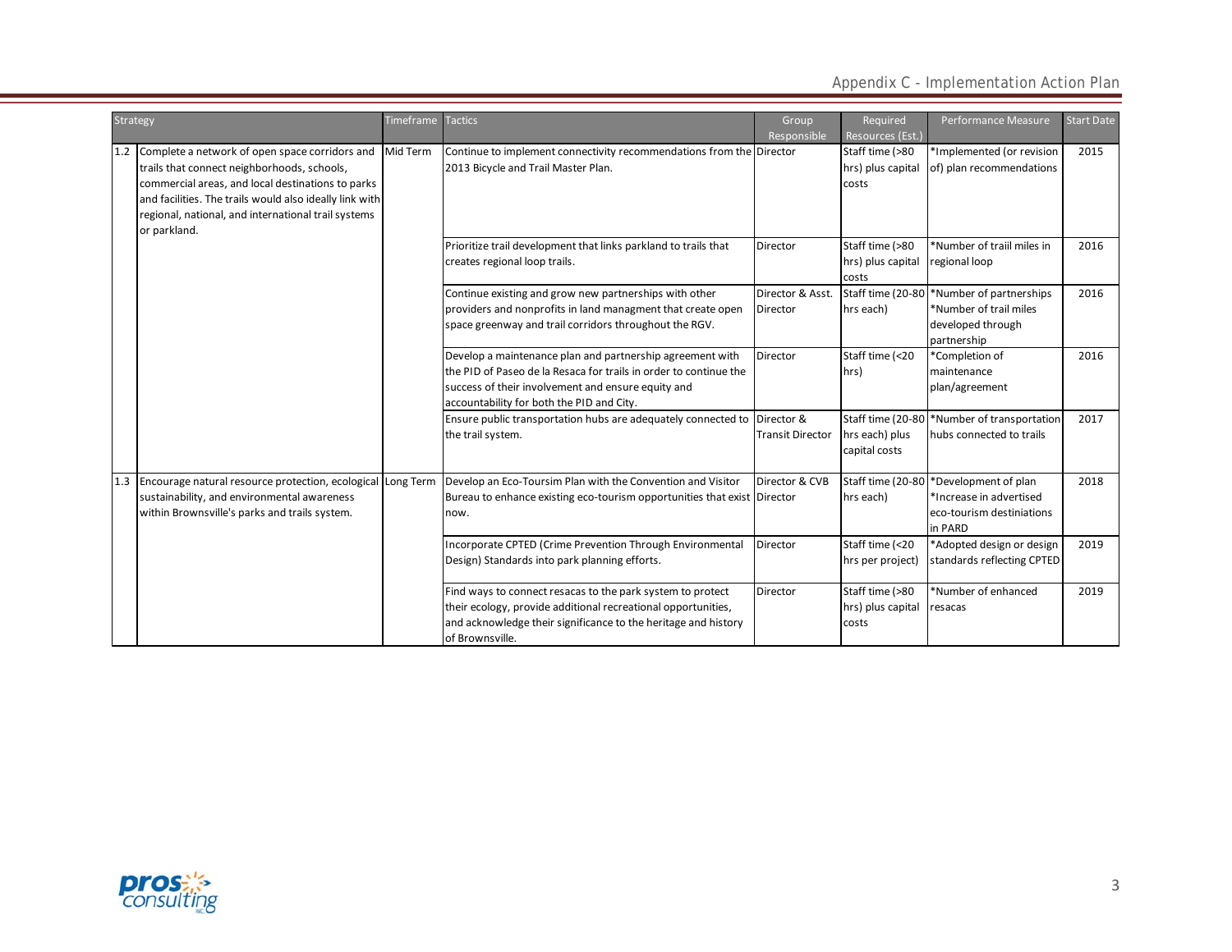| Strategy | | Timeframe | Tactics | Group Responsible | Required Resources (Est.) | Performance Measure | Start Date |
|---|---|---|---|---|---|---|---|
| 1.2 | Complete a network of open space corridors and trails that connect neighborhoods, schools, commercial areas, and local destinations to parks and facilities. The trails would also ideally link with regional, national, and international trail systems or parkland. | Mid Term | Continue to implement connectivity recommendations from the 2013 Bicycle and Trail Master Plan. | Director | Staff time (>80 hrs) plus capital costs | *Implemented (or revision of) plan recommendations | 2015 |
| | | | Prioritize trail development that links parkland to trails that creates regional loop trails. | Director | Staff time (>80 hrs) plus capital costs | *Number of traiil miles in regional loop | 2016 |
| | | | Continue existing and grow new partnerships with other providers and nonprofits in land managment that create open space greenway and trail corridors throughout the RGV. | Director & Asst. Director | Staff time (20-80 hrs each) | *Number of partnerships *Number of trail miles developed through partnership | 2016 |
| | | | Develop a maintenance plan and partnership agreement with the PID of Paseo de la Resaca for trails in order to continue the success of their involvement and ensure equity and accountability for both the PID and City. | Director | Staff time (<20 hrs) | *Completion of maintenance plan/agreement | 2016 |
| | | | Ensure public transportation hubs are adequately connected to the trail system. | Director & Transit Director | Staff time (20-80 hrs each) plus capital costs | *Number of transportation hubs connected to trails | 2017 |
| 1.3 | Encourage natural resource protection, ecological sustainability, and environmental awareness within Brownsville's parks and trails system. | Long Term | Develop an Eco-Toursim Plan with the Convention and Visitor Bureau to enhance existing eco-tourism opportunities that exist now. | Director & CVB Director | Staff time (20-80 hrs each) | *Development of plan *Increase in advertised eco-tourism destiniations in PARD | 2018 |
| | | | Incorporate CPTED (Crime Prevention Through Environmental Design) Standards into park planning efforts. | Director | Staff time (<20 hrs per project) | *Adopted design or design standards reflecting CPTED | 2019 |
| | | | Find ways to connect resacas to the park system to protect their ecology, provide additional recreational opportunities, and acknowledge their significance to the heritage and history of Brownsville. | Director | Staff time (>80 hrs) plus capital costs | *Number of enhanced resacas | 2019 |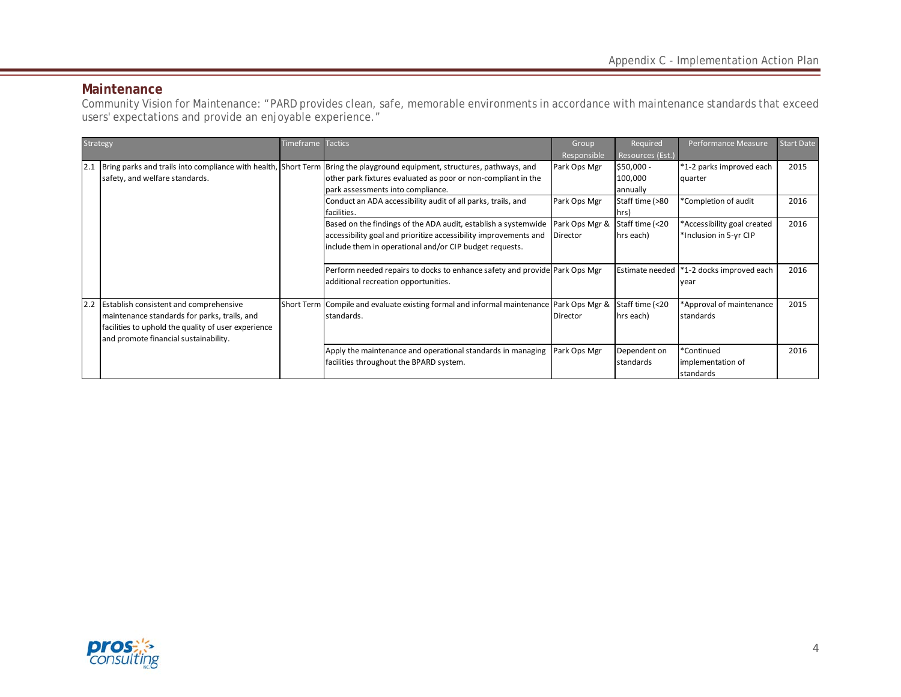## Maintenance

Community Vision for Maintenance: "PARD provides clean, safe, memorable environments in accordance with maintenance standards that exceed users' expectations and provide an enjoyable experience."

| | Strategy | Timeframe | Tactics | Group Responsible | Required Resources (Est.) | Performance Measure | Start Date |
|---|---|---|---|---|---|---|---|
| 2.1 | Bring parks and trails into compliance with health, safety, and welfare standards. | Short Term | Bring the playground equipment, structures, pathways, and other park fixtures evaluated as poor or non-compliant in the park assessments into compliance. | Park Ops Mgr | $50,000 - 100,000 annually | *1-2 parks improved each quarter | 2015 |
| | | | Conduct an ADA accessibility audit of all parks, trails, and facilities. | Park Ops Mgr | Staff time (>80 hrs) | *Completion of audit | 2016 |
| | | | Based on the findings of the ADA audit, establish a systemwide accessibility goal and prioritize accessibility improvements and include them in operational and/or CIP budget requests. | Park Ops Mgr & Director | Staff time (<20 hrs each) | *Accessibility goal created *Inclusion in 5-yr CIP | 2016 |
| | | | Perform needed repairs to docks to enhance safety and provide additional recreation opportunities. | Park Ops Mgr | Estimate needed | *1-2 docks improved each year | 2016 |
| 2.2 | Establish consistent and comprehensive maintenance standards for parks, trails, and facilities to uphold the quality of user experience and promote financial sustainability. | Short Term | Compile and evaluate existing formal and informal maintenance standards. | Park Ops Mgr & Director | Staff time (<20 hrs each) | *Approval of maintenance standards | 2015 |
| | | | Apply the maintenance and operational standards in managing facilities throughout the BPARD system. | Park Ops Mgr | Dependent on standards | *Continued implementation of standards | 2016 |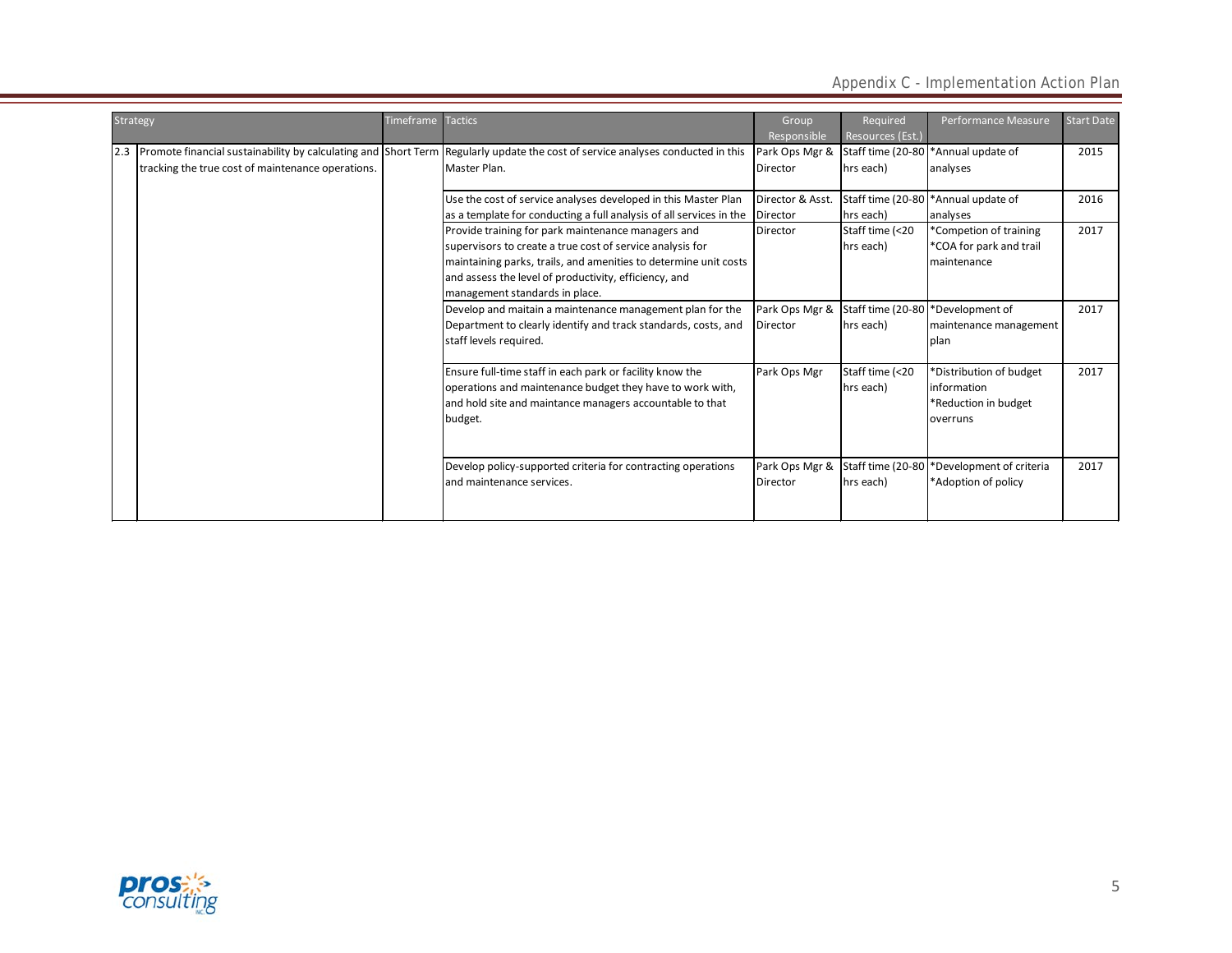| Strategy | | Timeframe | Tactics | Group Responsible | Required Resources (Est.) | Performance Measure | Start Date |
|---|---|---|---|---|---|---|---|
| 2.3 | Promote financial sustainability by calculating and tracking the true cost of maintenance operations. | Short Term | Regularly update the cost of service analyses conducted in this Master Plan. | Park Ops Mgr & Director | Staff time (20-80 hrs each) | *Annual update of analyses | 2015 |
| | | | Use the cost of service analyses developed in this Master Plan as a template for conducting a full analysis of all services in the | Director & Asst. Director | Staff time (20-80 hrs each) | *Annual update of analyses | 2016 |
| | | | Provide training for park maintenance managers and supervisors to create a true cost of service analysis for maintaining parks, trails, and amenities to determine unit costs and assess the level of productivity, efficiency, and management standards in place. | Director | Staff time (<20 hrs each) | *Competion of training *COA for park and trail maintenance | 2017 |
| | | | Develop and maitain a maintenance management plan for the Department to clearly identify and track standards, costs, and staff levels required. | Park Ops Mgr & Director | Staff time (20-80 hrs each) | *Development of maintenance management plan | 2017 |
| | | | Ensure full-time staff in each park or facility know the operations and maintenance budget they have to work with, and hold site and maintance managers accountable to that budget. | Park Ops Mgr | Staff time (<20 hrs each) | *Distribution of budget information *Reduction in budget overruns | 2017 |
| | | | Develop policy-supported criteria for contracting operations and maintenance services. | Park Ops Mgr & Director | Staff time (20-80 hrs each) | *Development of criteria *Adoption of policy | 2017 |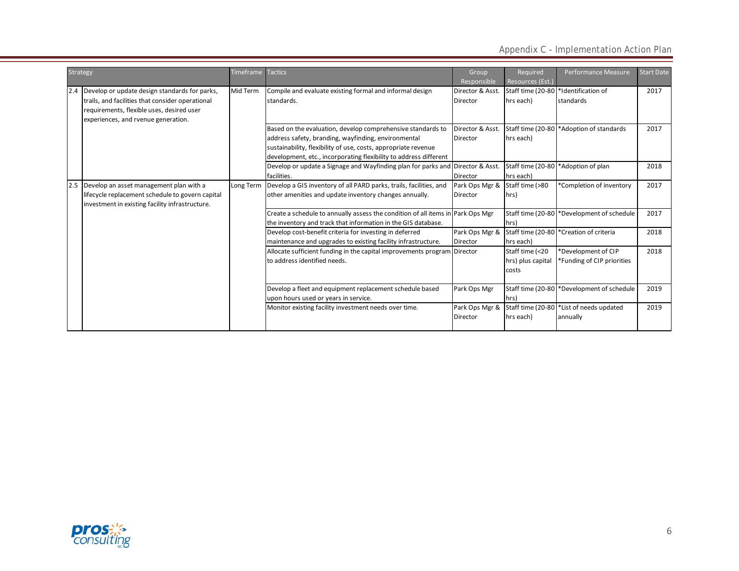| Strategy | | Timeframe | Tactics | Group Responsible | Required Resources (Est.) | Performance Measure | Start Date |
|---|---|---|---|---|---|---|---|
| 2.4 | Develop or update design standards for parks, trails, and facilities that consider operational requirements, flexible uses, desired user experiences, and rvenue generation. | Mid Term | Compile and evaluate existing formal and informal design standards. | Director & Asst. Director | Staff time (20-80 hrs each) | *Identification of standards | 2017 |
| | | | Based on the evaluation, develop comprehensive standards to address safety, branding, wayfinding, environmental sustainability, flexibility of use, costs, appropriate revenue development, etc., incorporating flexibility to address different | Director & Asst. Director | Staff time (20-80 hrs each) | *Adoption of standards | 2017 |
| | | | Develop or update a Signage and Wayfinding plan for parks and facilities. | Director & Asst. Director | Staff time (20-80 hrs each) | *Adoption of plan | 2018 |
| 2.5 | Develop an asset management plan with a lifecycle replacement schedule to govern capital investment in existing facility infrastructure. | Long Term | Develop a GIS inventory of all PARD parks, trails, facilities, and other amenities and update inventory changes annually. | Park Ops Mgr & Director | Staff time (>80 hrs) | *Completion of inventory | 2017 |
| | | | Create a schedule to annually assess the condition of all items in the inventory and track that information in the GIS database. | Park Ops Mgr | Staff time (20-80 hrs) | *Development of schedule | 2017 |
| | | | Develop cost-benefit criteria for investing in deferred maintenance and upgrades to existing facility infrastructure. | Park Ops Mgr & Director | Staff time (20-80 hrs each) | *Creation of criteria | 2018 |
| | | | Allocate sufficient funding in the capital improvements program to address identified needs. | Director | Staff time (<20 hrs) plus capital costs | *Development of CIP *Funding of CIP priorities | 2018 |
| | | | Develop a fleet and equipment replacement schedule based upon hours used or years in service. | Park Ops Mgr | Staff time (20-80 hrs) | *Development of schedule | 2019 |
| | | | Monitor existing facility investment needs over time. | Park Ops Mgr & Director | Staff time (20-80 hrs each) | *List of needs updated annually | 2019 |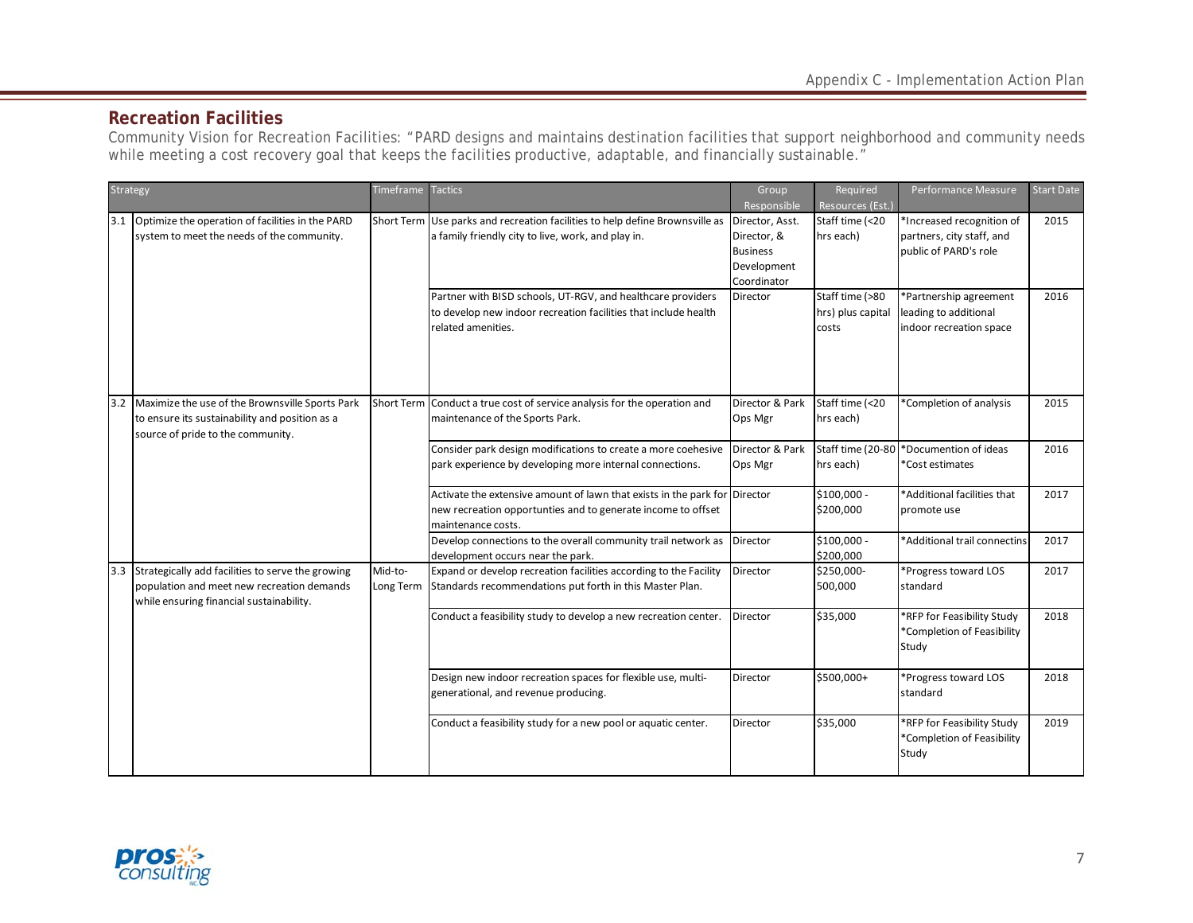## Recreation Facilities

Community Vision for Recreation Facilities: "PARD designs and maintains destination facilities that support neighborhood and community needs while meeting a cost recovery goal that keeps the facilities productive, adaptable, and financially sustainable."

| | Strategy | Timeframe | Tactics | Group Responsible | Required Resources (Est.) | Performance Measure | Start Date |
|---|---|---|---|---|---|---|---|
| 3.1 | Optimize the operation of facilities in the PARD system to meet the needs of the community. | Short Term | Use parks and recreation facilities to help define Brownsville as a family friendly city to live, work, and play in. | Director, Asst. Director, & Business Development Coordinator | Staff time (<20 hrs each) | *Increased recognition of partners, city staff, and public of PARD's role | 2015 |
| | | | Partner with BISD schools, UT-RGV, and healthcare providers to develop new indoor recreation facilities that include health related amenities. | Director | Staff time (>80 hrs) plus capital costs | *Partnership agreement leading to additional indoor recreation space | 2016 |
| 3.2 | Maximize the use of the Brownsville Sports Park to ensure its sustainability and position as a source of pride to the community. | Short Term | Conduct a true cost of service analysis for the operation and maintenance of the Sports Park. | Director & Park Ops Mgr | Staff time (<20 hrs each) | *Completion of analysis | 2015 |
| | | | Consider park design modifications to create a more coehesive park experience by developing more internal connections. | Director & Park Ops Mgr | Staff time (20-80 hrs each) | *Documention of ideas *Cost estimates | 2016 |
| | | | Activate the extensive amount of lawn that exists in the park for new recreation opportunties and to generate income to offset maintenance costs. | Director | $100,000 - $200,000 | *Additional facilities that promote use | 2017 |
| | | | Develop connections to the overall community trail network as development occurs near the park. | Director | $100,000 - $200,000 | *Additional trail connectins | 2017 |
| 3.3 | Strategically add facilities to serve the growing population and meet new recreation demands while ensuring financial sustainability. | Mid-to-Long Term | Expand or develop recreation facilities according to the Facility Standards recommendations put forth in this Master Plan. | Director | $250,000-500,000 | *Progress toward LOS standard | 2017 |
| | | | Conduct a feasibility study to develop a new recreation center. | Director | $35,000 | *RFP for Feasibility Study *Completion of Feasibility Study | 2018 |
| | | | Design new indoor recreation spaces for flexible use, multi-generational, and revenue producing. | Director | $500,000+ | *Progress toward LOS standard | 2018 |
| | | | Conduct a feasibility study for a new pool or aquatic center. | Director | $35,000 | *RFP for Feasibility Study *Completion of Feasibility Study | 2019 |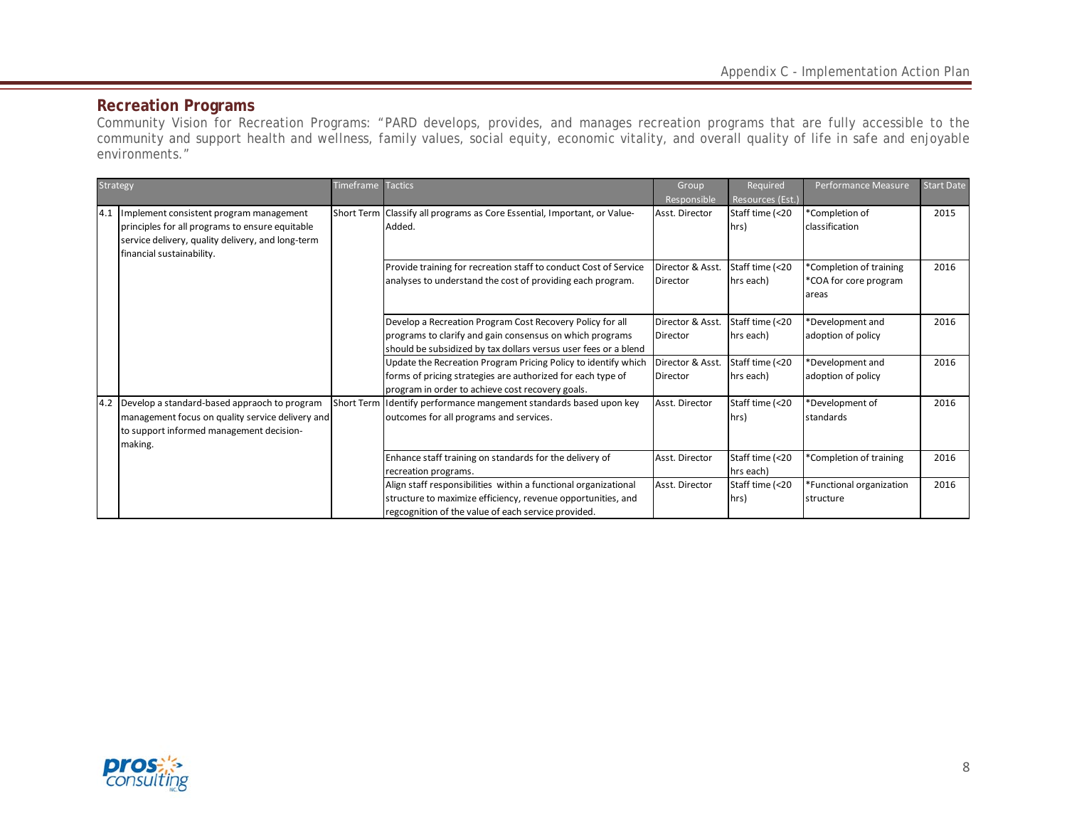## Recreation Programs

Community Vision for Recreation Programs: "PARD develops, provides, and manages recreation programs that are fully accessible to the community and support health and wellness, family values, social equity, economic vitality, and overall quality of life in safe and enjoyable environments."

| Strategy | | Timeframe | Tactics | Group Responsible | Required Resources (Est.) | Performance Measure | Start Date |
|---|---|---|---|---|---|---|---|
| 4.1 | Implement consistent program management principles for all programs to ensure equitable service delivery, quality delivery, and long-term financial sustainability. | Short Term | Classify all programs as Core Essential, Important, or Value-Added. | Asst. Director | Staff time (<20 hrs) | *Completion of classification | 2015 |
| | | | Provide training for recreation staff to conduct Cost of Service analyses to understand the cost of providing each program. | Director & Asst. Director | Staff time (<20 hrs each) | *Completion of training *COA for core program areas | 2016 |
| | | | Develop a Recreation Program Cost Recovery Policy for all programs to clarify and gain consensus on which programs should be subsidized by tax dollars versus user fees or a blend | Director & Asst. Director | Staff time (<20 hrs each) | *Development and adoption of policy | 2016 |
| | | | Update the Recreation Program Pricing Policy to identify which forms of pricing strategies are authorized for each type of program in order to achieve cost recovery goals. | Director & Asst. Director | Staff time (<20 hrs each) | *Development and adoption of policy | 2016 |
| 4.2 | Develop a standard-based appraoch to program management focus on quality service delivery and to support informed management decision-making. | Short Term | Identify performance mangement standards based upon key outcomes for all programs and services. | Asst. Director | Staff time (<20 hrs) | *Development of standards | 2016 |
| | | | Enhance staff training on standards for the delivery of recreation programs. | Asst. Director | Staff time (<20 hrs each) | *Completion of training | 2016 |
| | | | Align staff responsibilities within a functional organizational structure to maximize efficiency, revenue opportunities, and regcognition of the value of each service provided. | Asst. Director | Staff time (<20 hrs) | *Functional organization structure | 2016 |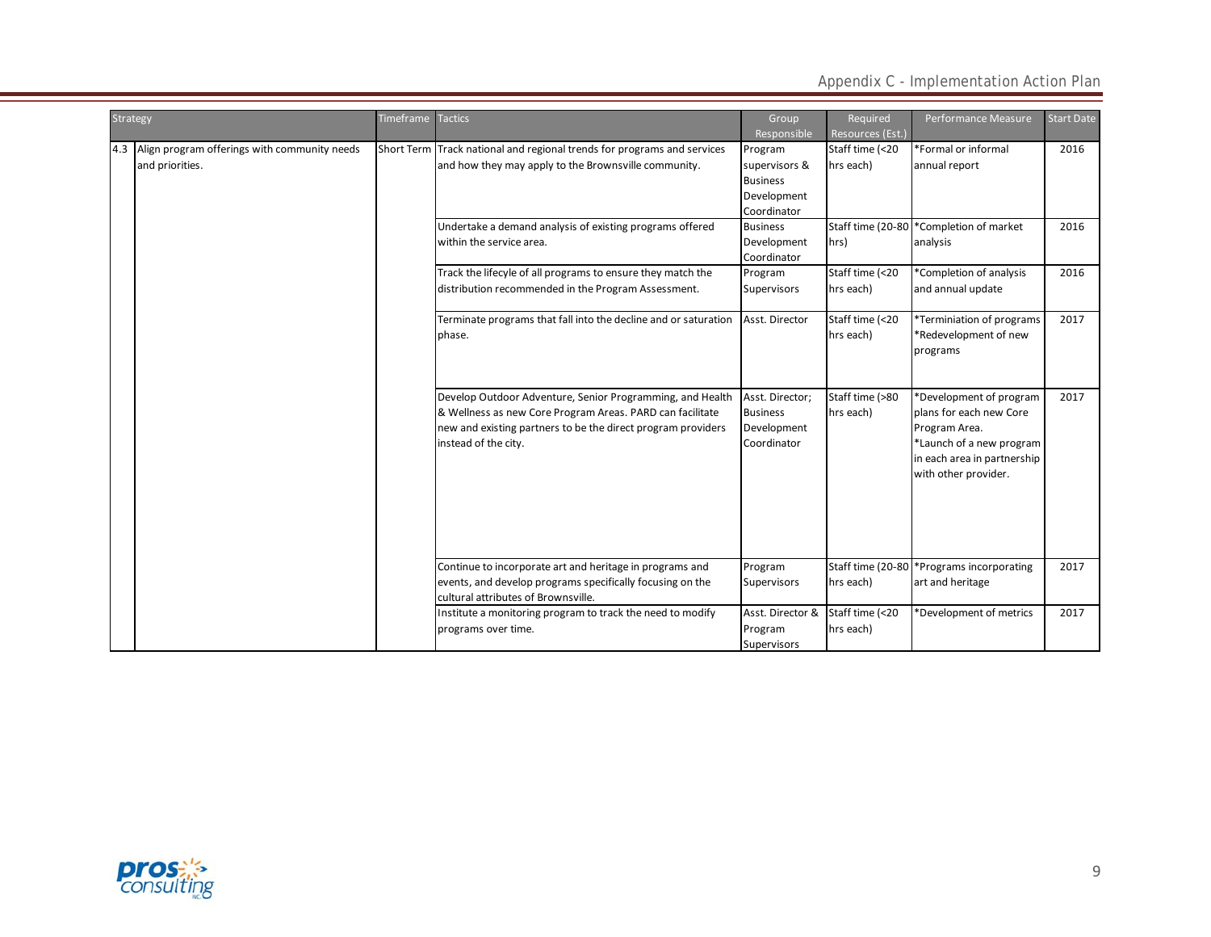| Strategy | | Timeframe | Tactics | Group Responsible | Required Resources (Est.) | Performance Measure | Start Date |
|---|---|---|---|---|---|---|---|
| 4.3 | Align program offerings with community needs and priorities. | Short Term | Track national and regional trends for programs and services and how they may apply to the Brownsville community. | Program supervisors & Business Development Coordinator | Staff time (<20 hrs each) | *Formal or informal annual report | 2016 |
| | | | Undertake a demand analysis of existing programs offered within the service area. | Business Development Coordinator | Staff time (20-80 hrs) | *Completion of market analysis | 2016 |
| | | | Track the lifecycle of all programs to ensure they match the distribution recommended in the Program Assessment. | Program Supervisors | Staff time (<20 hrs each) | *Completion of analysis and annual update | 2016 |
| | | | Terminate programs that fall into the decline and or saturation phase. | Asst. Director | Staff time (<20 hrs each) | *Terminiation of programs *Redevelopment of new programs | 2017 |
| | | | Develop Outdoor Adventure, Senior Programming, and Health & Wellness as new Core Program Areas. PARD can facilitate new and existing partners to be the direct program providers instead of the city. | Asst. Director; Business Development Coordinator | Staff time (>80 hrs each) | *Development of program plans for each new Core Program Area. *Launch of a new program in each area in partnership with other provider. | 2017 |
| | | | Continue to incorporate art and heritage in programs and events, and develop programs specifically focusing on the cultural attributes of Brownsville. | Program Supervisors | Staff time (20-80 hrs each) | *Programs incorporating art and heritage | 2017 |
| | | | Institute a monitoring program to track the need to modify programs over time. | Asst. Director & Program Supervisors | Staff time (<20 hrs each) | *Development of metrics | 2017 |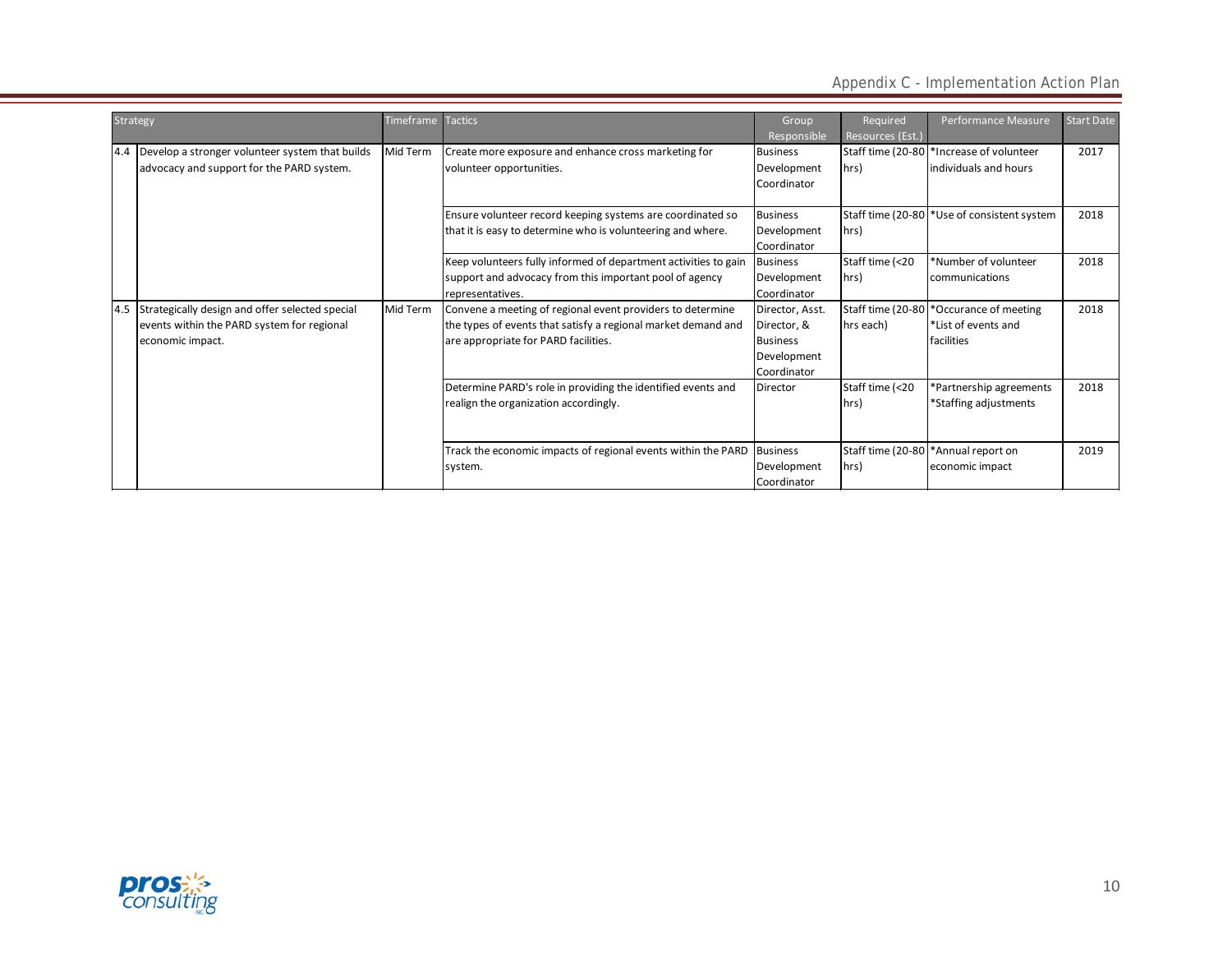| Strategy | | Timeframe | Tactics | Group Responsible | Required Resources (Est.) | Performance Measure | Start Date |
|---|---|---|---|---|---|---|---|
| 4.4 | Develop a stronger volunteer system that builds advocacy and support for the PARD system. | Mid Term | Create more exposure and enhance cross marketing for volunteer opportunities. | Business Development Coordinator | Staff time (20-80 hrs) | *Increase of volunteer individuals and hours | 2017 |
| | | | Ensure volunteer record keeping systems are coordinated so that it is easy to determine who is volunteering and where. | Business Development Coordinator | Staff time (20-80 hrs) | *Use of consistent system | 2018 |
| | | | Keep volunteers fully informed of department activities to gain support and advocacy from this important pool of agency representatives. | Business Development Coordinator | Staff time (<20 hrs) | *Number of volunteer communications | 2018 |
| 4.5 | Strategically design and offer selected special events within the PARD system for regional economic impact. | Mid Term | Convene a meeting of regional event providers to determine the types of events that satisfy a regional market demand and are appropriate for PARD facilities. | Director, Asst. Director, & Business Development Coordinator | Staff time (20-80 hrs each) | *Occurance of meeting *List of events and facilities | 2018 |
| | | | Determine PARD's role in providing the identified events and realign the organization accordingly. | Director | Staff time (<20 hrs) | *Partnership agreements *Staffing adjustments | 2018 |
| | | | Track the economic impacts of regional events within the PARD system. | Business Development Coordinator | Staff time (20-80 hrs) | *Annual report on economic impact | 2019 |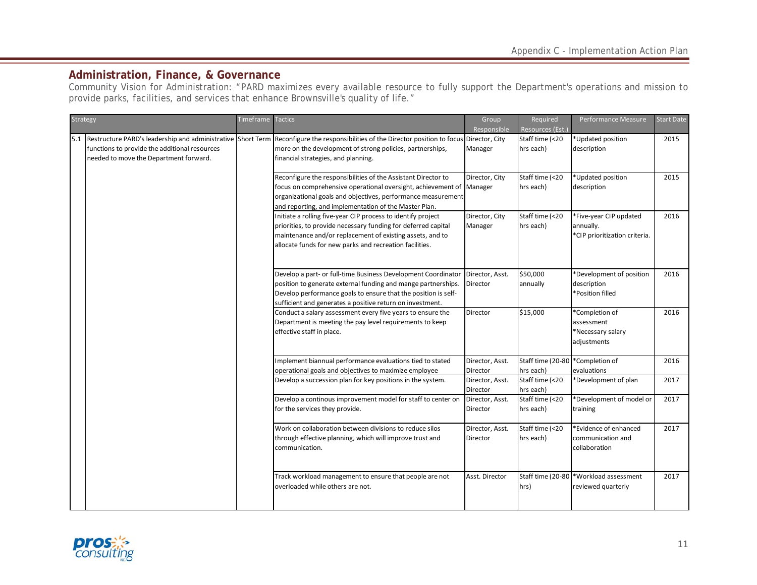## Administration, Finance, & Governance

Community Vision for Administration: "PARD maximizes every available resource to fully support the Department's operations and mission to provide parks, facilities, and services that enhance Brownsville's quality of life."

| | Strategy | Timeframe | Tactics | Group Responsible | Required Resources (Est.) | Performance Measure | Start Date |
|---|---|---|---|---|---|---|---|
| 5.1 | Restructure PARD's leadership and administrative functions to provide the additional resources needed to move the Department forward. | Short Term | Reconfigure the responsibilities of the Director position to focus more on the development of strong policies, partnerships, financial strategies, and planning. | Director, City Manager | Staff time (<20 hrs each) | *Updated position description | 2015 |
| | | | Reconfigure the responsibilities of the Assistant Director to focus on comprehensive operational oversight, achievement of organizational goals and objectives, performance measurement and reporting, and implementation of the Master Plan. | Director, City Manager | Staff time (<20 hrs each) | *Updated position description | 2015 |
| | | | Initiate a rolling five-year CIP process to identify project priorities, to provide necessary funding for deferred capital maintenance and/or replacement of existing assets, and to allocate funds for new parks and recreation facilities. | Director, City Manager | Staff time (<20 hrs each) | *Five-year CIP updated annually. *CIP prioritization criteria. | 2016 |
| | | | Develop a part- or full-time Business Development Coordinator position to generate external funding and mange partnerships. Develop performance goals to ensure that the position is self-sufficient and generates a positive return on investment. | Director, Asst. Director | $50,000 annually | *Development of position description *Position filled | 2016 |
| | | | Conduct a salary assessment every five years to ensure the Department is meeting the pay level requirements to keep effective staff in place. | Director | $15,000 | *Completion of assessment *Necessary salary adjustments | 2016 |
| | | | Implement biannual performance evaluations tied to stated operational goals and objectives to maximize employee | Director, Asst. Director | Staff time (20-80 hrs each) | *Completion of evaluations | 2016 |
| | | | Develop a succession plan for key positions in the system. | Director, Asst. Director | Staff time (<20 hrs each) | *Development of plan | 2017 |
| | | | Develop a continous improvement model for staff to center on for the services they provide. | Director, Asst. Director | Staff time (<20 hrs each) | *Development of model or training | 2017 |
| | | | Work on collaboration between divisions to reduce silos through effective planning, which will improve trust and communication. | Director, Asst. Director | Staff time (<20 hrs each) | *Evidence of enhanced communication and collaboration | 2017 |
| | | | Track workload management to ensure that people are not overloaded while others are not. | Asst. Director | Staff time (20-80 hrs) | *Workload assessment reviewed quarterly | 2017 |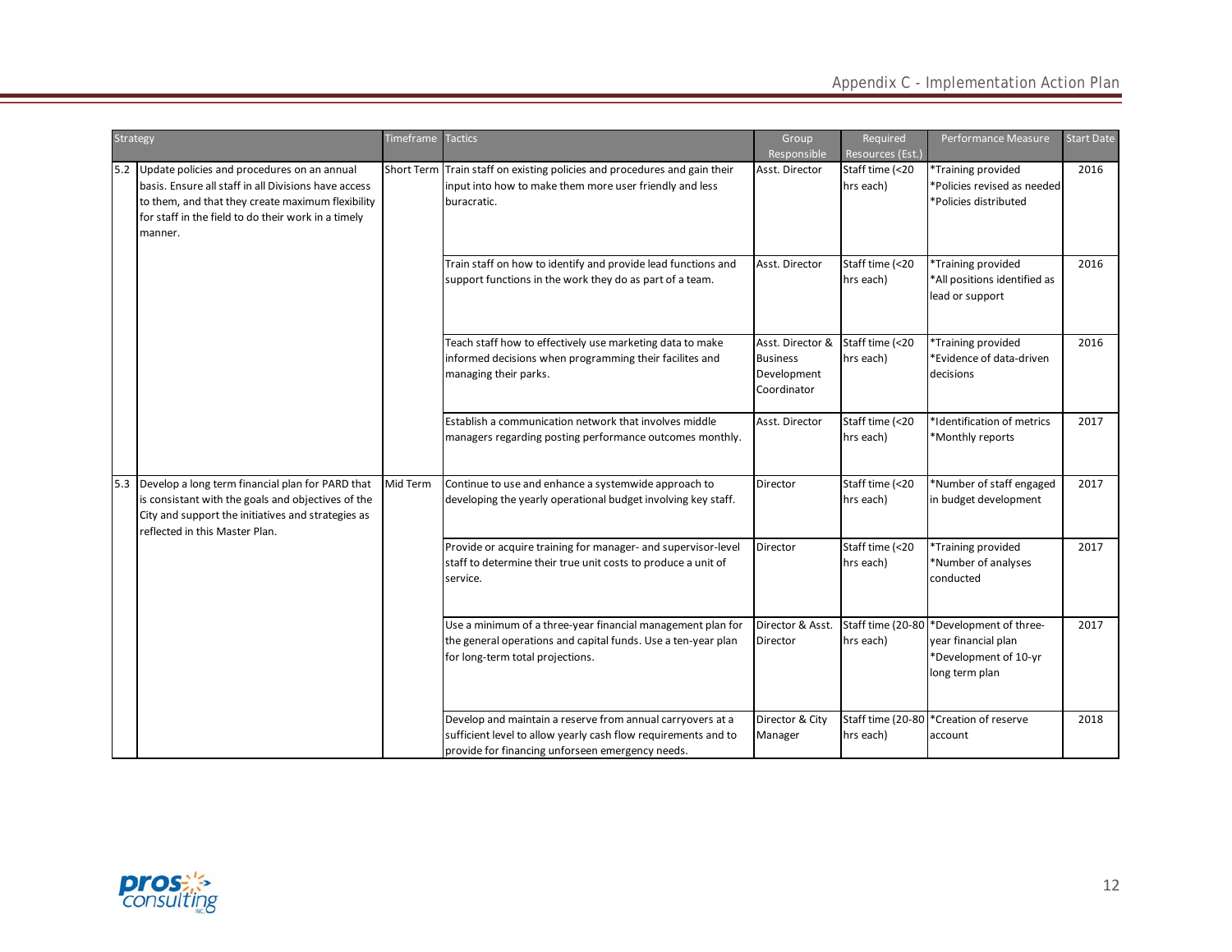| Strategy | | Timeframe | Tactics | Group Responsible | Required Resources (Est.) | Performance Measure | Start Date |
|---|---|---|---|---|---|---|---|
| 5.2 | Update policies and procedures on an annual basis. Ensure all staff in all Divisions have access to them, and that they create maximum flexibility for staff in the field to do their work in a timely manner. | Short Term | Train staff on existing policies and procedures and gain their input into how to make them more user friendly and less buracratic. | Asst. Director | Staff time (<20 hrs each) | *Training provided *Policies revised as needed *Policies distributed | 2016 |
| | | | Train staff on how to identify and provide lead functions and support functions in the work they do as part of a team. | Asst. Director | Staff time (<20 hrs each) | *Training provided *All positions identified as lead or support | 2016 |
| | | | Teach staff how to effectively use marketing data to make informed decisions when programming their facilites and managing their parks. | Asst. Director & Business Development Coordinator | Staff time (<20 hrs each) | *Training provided *Evidence of data-driven decisions | 2016 |
| | | | Establish a communication network that involves middle managers regarding posting performance outcomes monthly. | Asst. Director | Staff time (<20 hrs each) | *Identification of metrics *Monthly reports | 2017 |
| 5.3 | Develop a long term financial plan for PARD that is consistant with the goals and objectives of the City and support the initiatives and strategies as reflected in this Master Plan. | Mid Term | Continue to use and enhance a systemwide approach to developing the yearly operational budget involving key staff. | Director | Staff time (<20 hrs each) | *Number of staff engaged in budget development | 2017 |
| | | | Provide or acquire training for manager- and supervisor-level staff to determine their true unit costs to produce a unit of service. | Director | Staff time (<20 hrs each) | *Training provided *Number of analyses conducted | 2017 |
| | | | Use a minimum of a three-year financial management plan for the general operations and capital funds. Use a ten-year plan for long-term total projections. | Director & Asst. Director | Staff time (20-80 hrs each) | *Development of three-year financial plan *Development of 10-yr long term plan | 2017 |
| | | | Develop and maintain a reserve from annual carryovers at a sufficient level to allow yearly cash flow requirements and to provide for financing unforseen emergency needs. | Director & City Manager | Staff time (20-80 hrs each) | *Creation of reserve account | 2018 |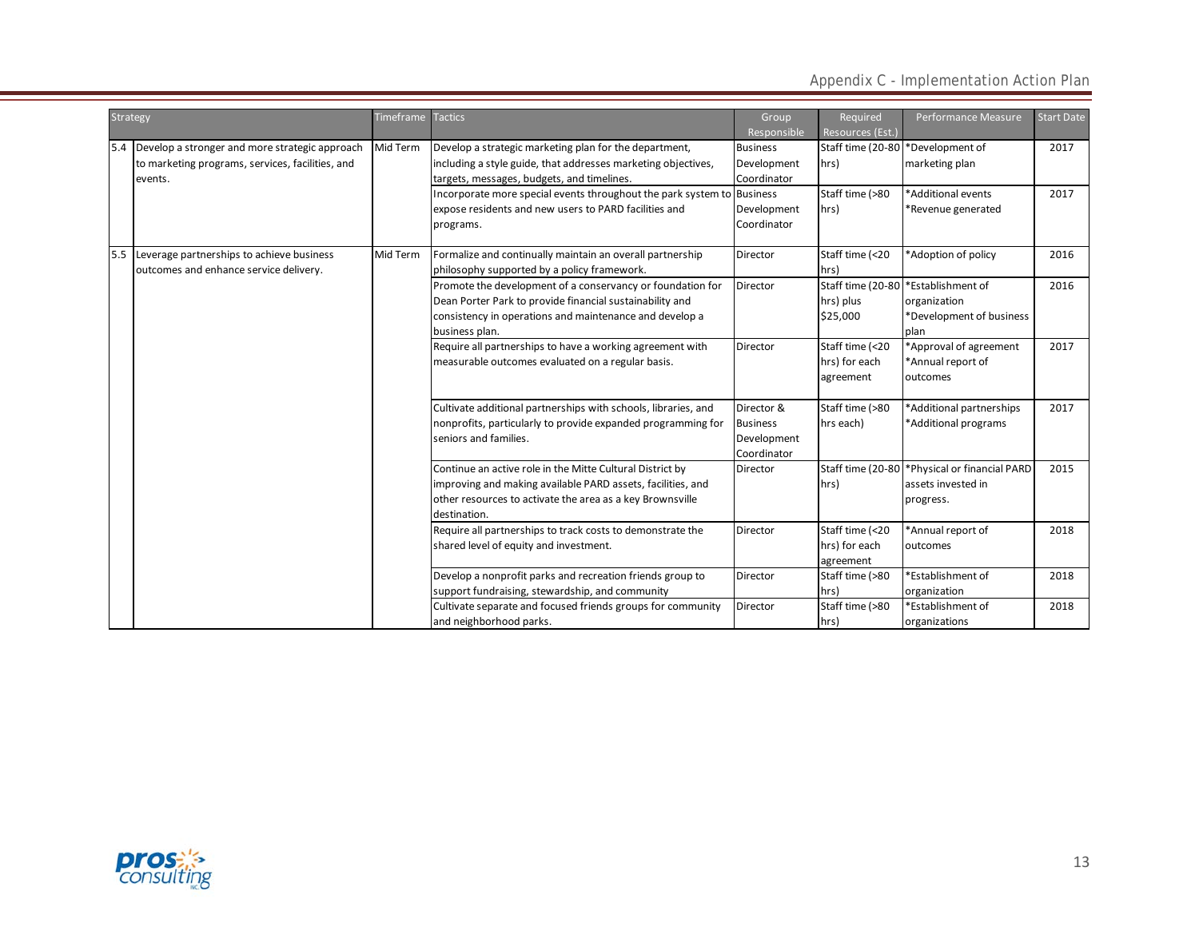| Strategy | | Timeframe | Tactics | Group Responsible | Required Resources (Est.) | Performance Measure | Start Date |
|---|---|---|---|---|---|---|---|
| 5.4 | Develop a stronger and more strategic approach to marketing programs, services, facilities, and events. | Mid Term | Develop a strategic marketing plan for the department, including a style guide, that addresses marketing objectives, targets, messages, budgets, and timelines. | Business Development Coordinator | Staff time (20-80 hrs) | *Development of marketing plan | 2017 |
| | | | Incorporate more special events throughout the park system to expose residents and new users to PARD facilities and programs. | Business Development Coordinator | Staff time (>80 hrs) | *Additional events *Revenue generated | 2017 |
| 5.5 | Leverage partnerships to achieve business outcomes and enhance service delivery. | Mid Term | Formalize and continually maintain an overall partnership philosophy supported by a policy framework. | Director | Staff time (<20 hrs) | *Adoption of policy | 2016 |
| | | | Promote the development of a conservancy or foundation for Dean Porter Park to provide financial sustainability and consistency in operations and maintenance and develop a business plan. | Director | Staff time (20-80 hrs) plus $25,000 | *Establishment of organization *Development of business plan | 2016 |
| | | | Require all partnerships to have a working agreement with measurable outcomes evaluated on a regular basis. | Director | Staff time (<20 hrs) for each agreement | *Approval of agreement *Annual report of outcomes | 2017 |
| | | | Cultivate additional partnerships with schools, libraries, and nonprofits, particularly to provide expanded programming for seniors and families. | Director & Business Development Coordinator | Staff time (>80 hrs each) | *Additional partnerships *Additional programs | 2017 |
| | | | Continue an active role in the Mitte Cultural District by improving and making available PARD assets, facilities, and other resources to activate the area as a key Brownsville destination. | Director | Staff time (20-80 hrs) | *Physical or financial PARD assets invested in progress. | 2015 |
| | | | Require all partnerships to track costs to demonstrate the shared level of equity and investment. | Director | Staff time (<20 hrs) for each agreement | *Annual report of outcomes | 2018 |
| | | | Develop a nonprofit parks and recreation friends group to support fundraising, stewardship, and community | Director | Staff time (>80 hrs) | *Establishment of organization | 2018 |
| | | | Cultivate separate and focused friends groups for community and neighborhood parks. | Director | Staff time (>80 hrs) | *Establishment of organizations | 2018 |